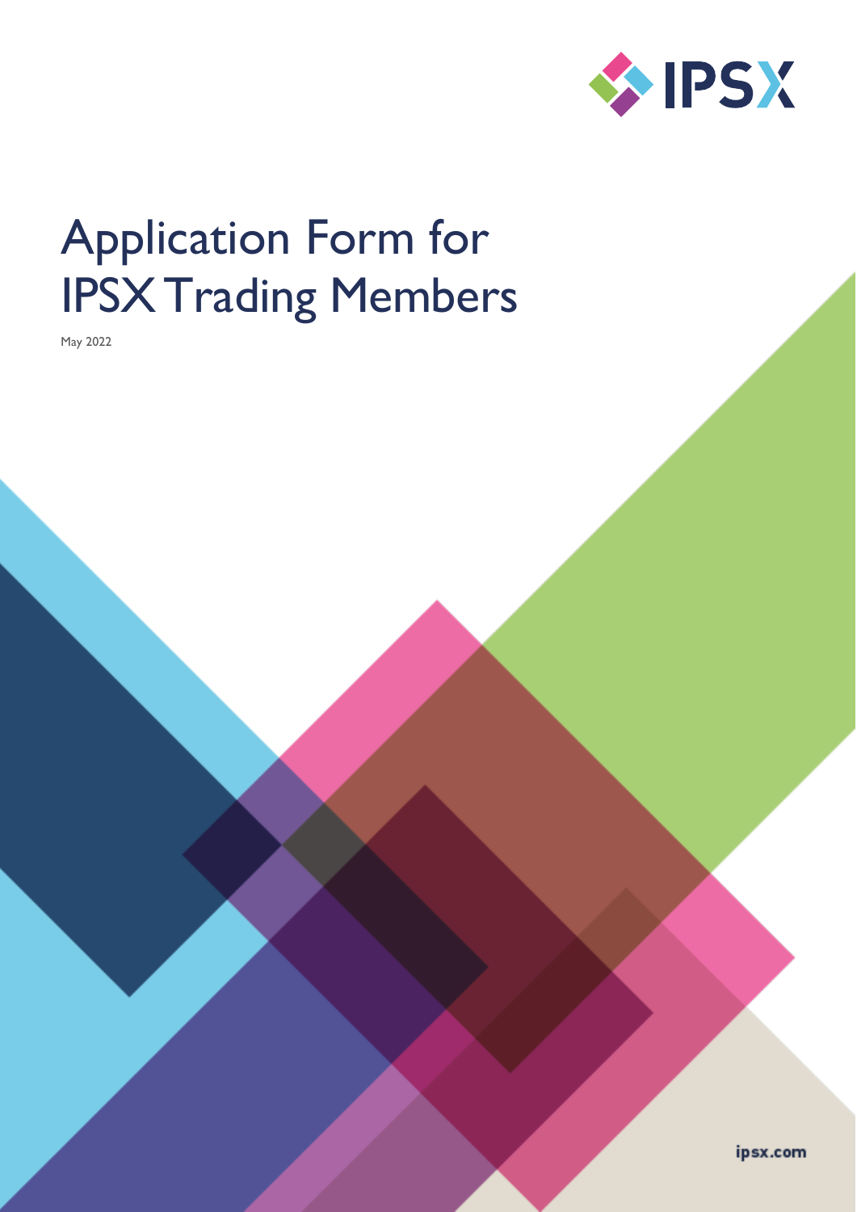# Application Form for IPSX Trading Members

May 2022

ipsx.com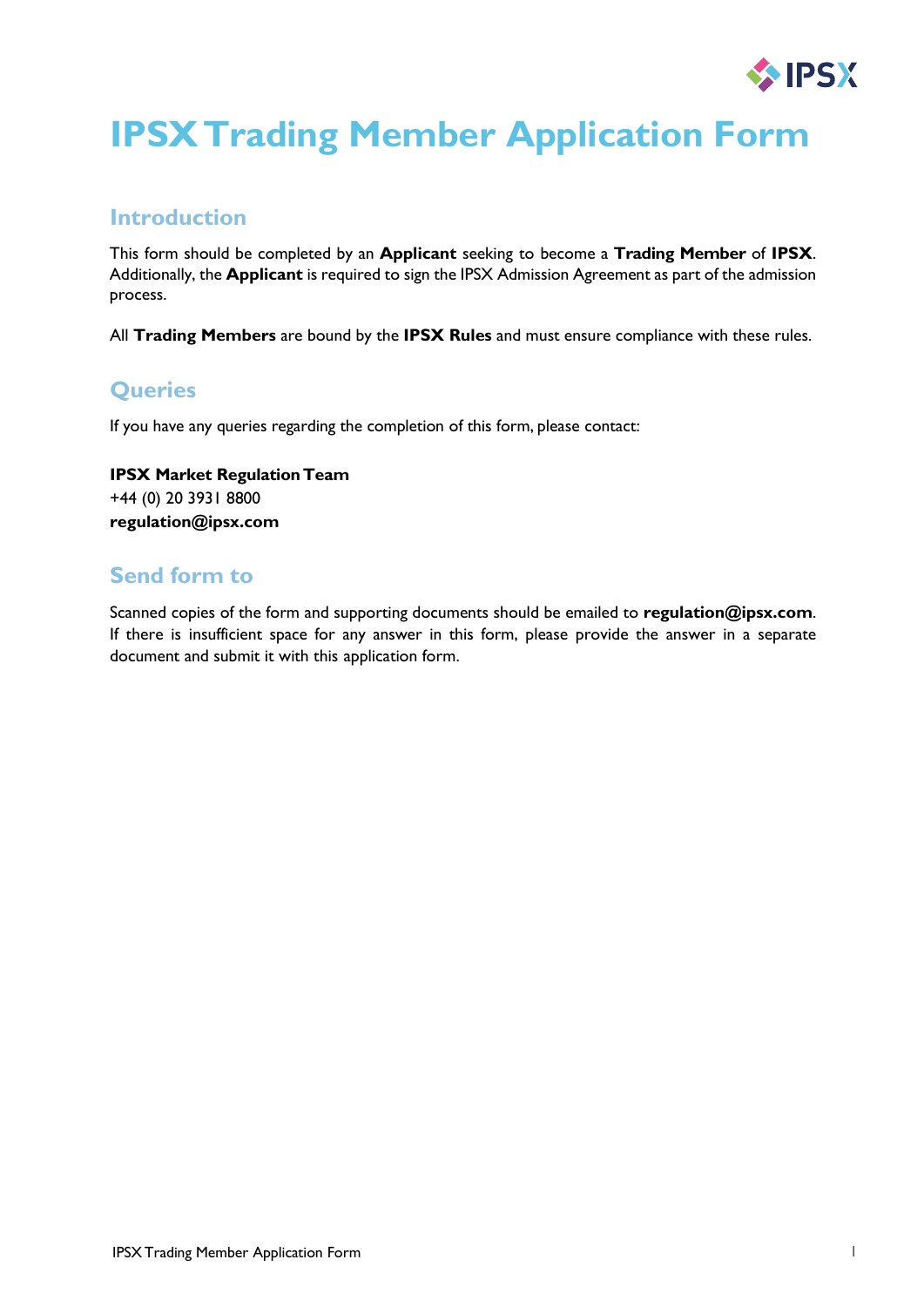# IPSX Trading Member Application Form

## Introduction

This form should be completed by an **Applicant** seeking to become a **Trading Member** of **IPSX**. Additionally, the **Applicant** is required to sign the IPSX Admission Agreement as part of the admission process.

All **Trading Members** are bound by the **IPSX Rules** and must ensure compliance with these rules.

## Queries

If you have any queries regarding the completion of this form, please contact:

**IPSX Market Regulation Team**
+44 (0) 20 3931 8800
**regulation@ipsx.com**

## Send form to

Scanned copies of the form and supporting documents should be emailed to **regulation@ipsx.com**. If there is insufficient space for any answer in this form, please provide the answer in a separate document and submit it with this application form.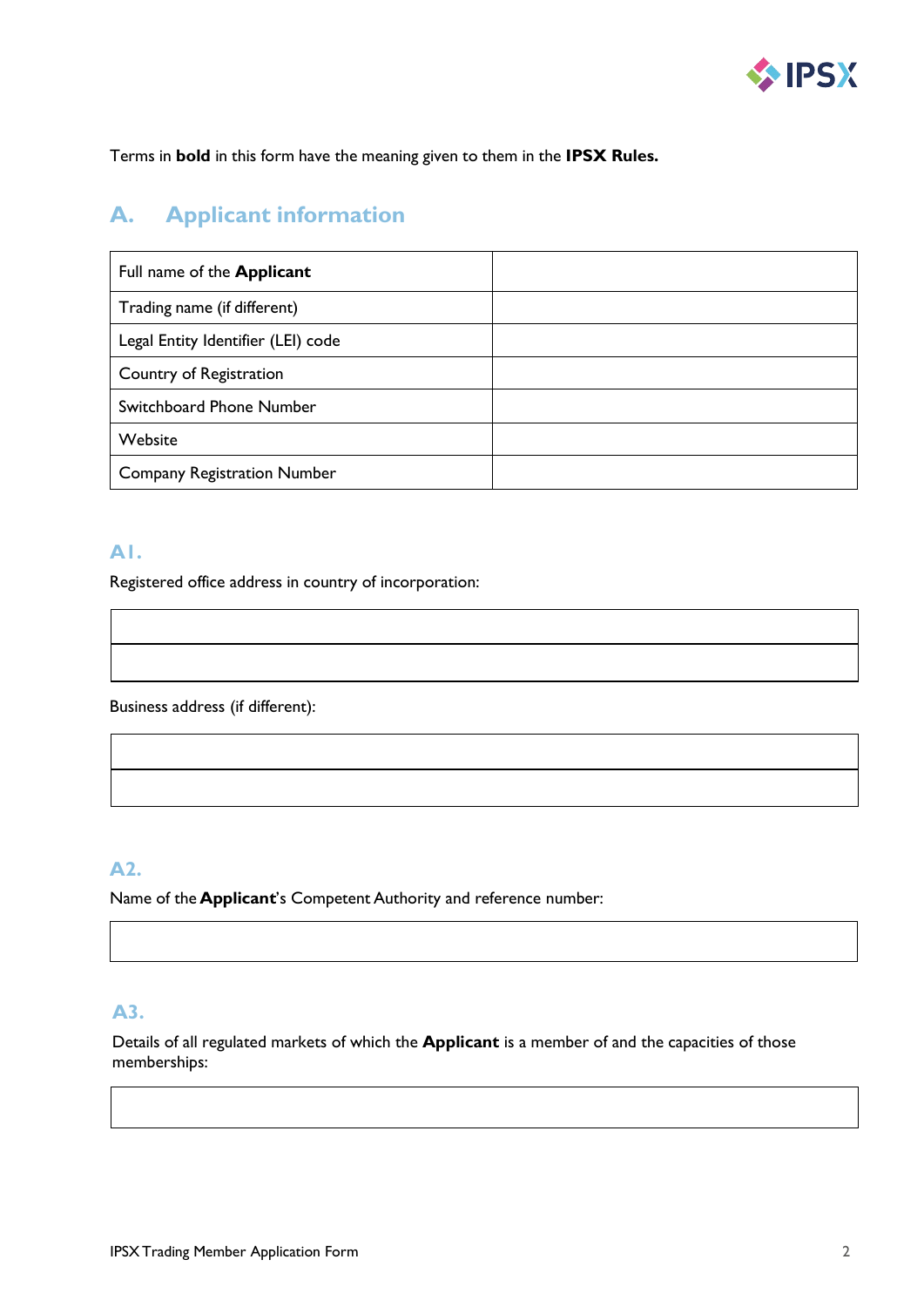Terms in **bold** in this form have the meaning given to them in the **IPSX Rules.**

## A. Applicant information

| Full name of the **Applicant** | |
|---|---|
| Trading name (if different) | |
| Legal Entity Identifier (LEI) code | |
| Country of Registration | |
| Switchboard Phone Number | |
| Website | |
| Company Registration Number | |

### A1.

Registered office address in country of incorporation:

| |
|---|
| |

Business address (if different):

| |
|---|
| |

### A2.

Name of the **Applicant**'s Competent Authority and reference number:

| |
|---|

### A3.

Details of all regulated markets of which the **Applicant** is a member of and the capacities of those memberships:

| |
|---|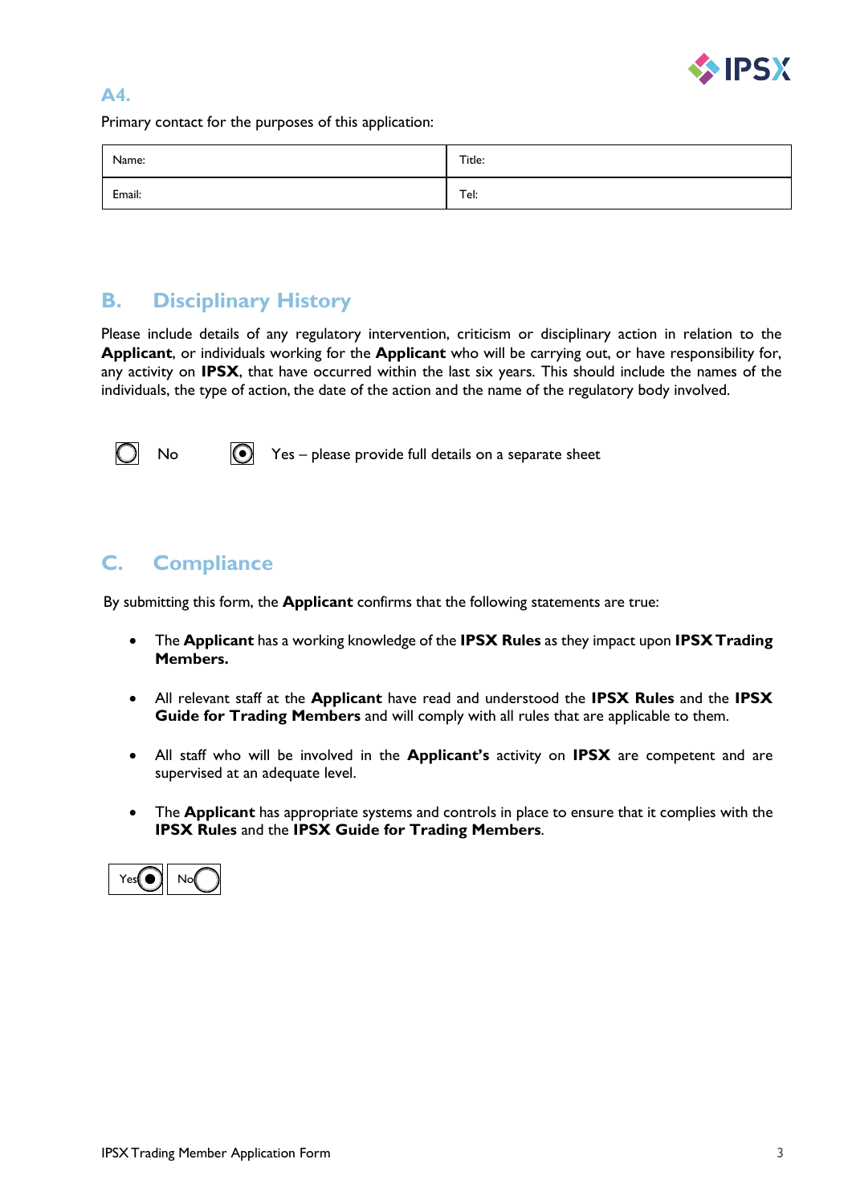### A4.

Primary contact for the purposes of this application:

| Name: | Title: |
|---|---|
| Email: | Tel: |

## B. Disciplinary History

Please include details of any regulatory intervention, criticism or disciplinary action in relation to the **Applicant**, or individuals working for the **Applicant** who will be carrying out, or have responsibility for, any activity on **IPSX**, that have occurred within the last six years. This should include the names of the individuals, the type of action, the date of the action and the name of the regulatory body involved.

○ No ◉ Yes – please provide full details on a separate sheet

## C. Compliance

By submitting this form, the **Applicant** confirms that the following statements are true:

- The **Applicant** has a working knowledge of the **IPSX Rules** as they impact upon **IPSX Trading Members.**
- All relevant staff at the **Applicant** have read and understood the **IPSX Rules** and the **IPSX Guide for Trading Members** and will comply with all rules that are applicable to them.
- All staff who will be involved in the **Applicant's** activity on **IPSX** are competent and are supervised at an adequate level.
- The **Applicant** has appropriate systems and controls in place to ensure that it complies with the **IPSX Rules** and the **IPSX Guide for Trading Members**.

Yes ◉ No ○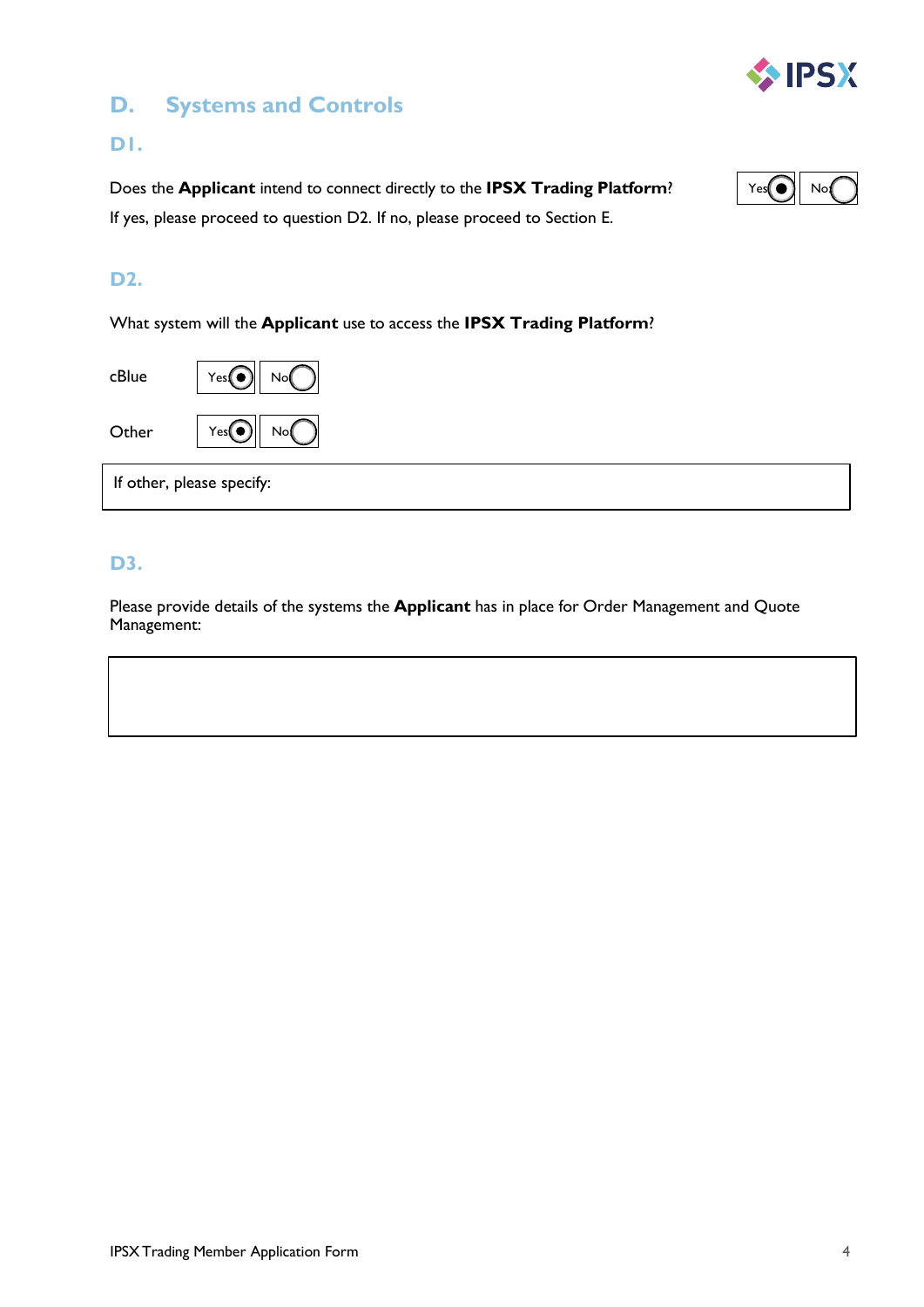## D. Systems and Controls

### D1.

Does the **Applicant** intend to connect directly to the **IPSX Trading Platform**? Yes ◉ No ○

If yes, please proceed to question D2. If no, please proceed to Section E.

### D2.

What system will the **Applicant** use to access the **IPSX Trading Platform**?

| | Yes | No |
|---|---|---|
| cBlue | ◉ | ○ |
| Other | ◉ | ○ |

If other, please specify:

### D3.

Please provide details of the systems the **Applicant** has in place for Order Management and Quote Management: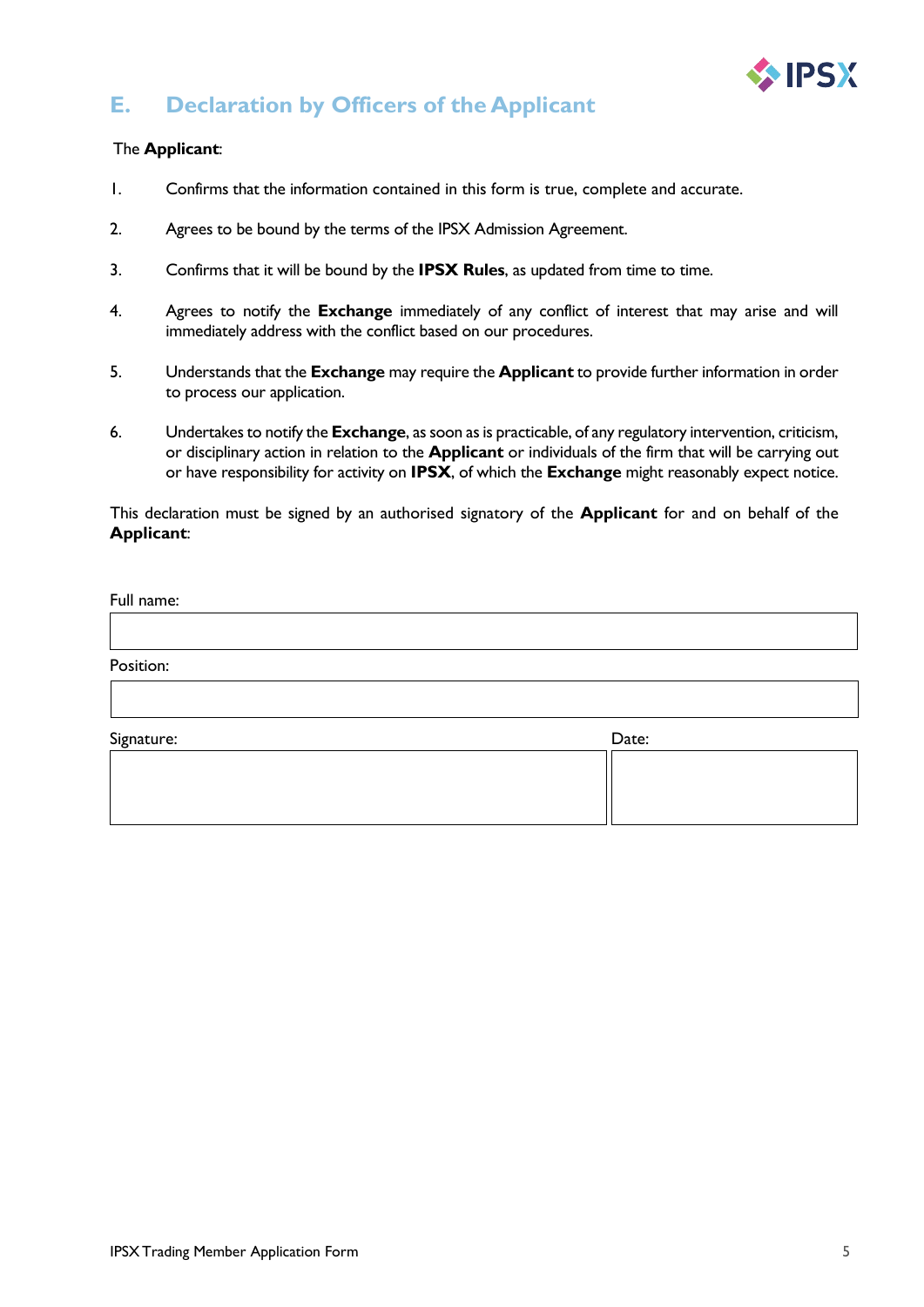## E. Declaration by Officers of the Applicant

The **Applicant**:

1. Confirms that the information contained in this form is true, complete and accurate.

2. Agrees to be bound by the terms of the IPSX Admission Agreement.

3. Confirms that it will be bound by the **IPSX Rules**, as updated from time to time.

4. Agrees to notify the **Exchange** immediately of any conflict of interest that may arise and will immediately address with the conflict based on our procedures.

5. Understands that the **Exchange** may require the **Applicant** to provide further information in order to process our application.

6. Undertakes to notify the **Exchange**, as soon as is practicable, of any regulatory intervention, criticism, or disciplinary action in relation to the **Applicant** or individuals of the firm that will be carrying out or have responsibility for activity on **IPSX**, of which the **Exchange** might reasonably expect notice.

This declaration must be signed by an authorised signatory of the **Applicant** for and on behalf of the **Applicant**:

Full name:

| |
|---|
| |

Position:

| |
|---|
| |

| Signature: | Date: |
|---|---|
| | |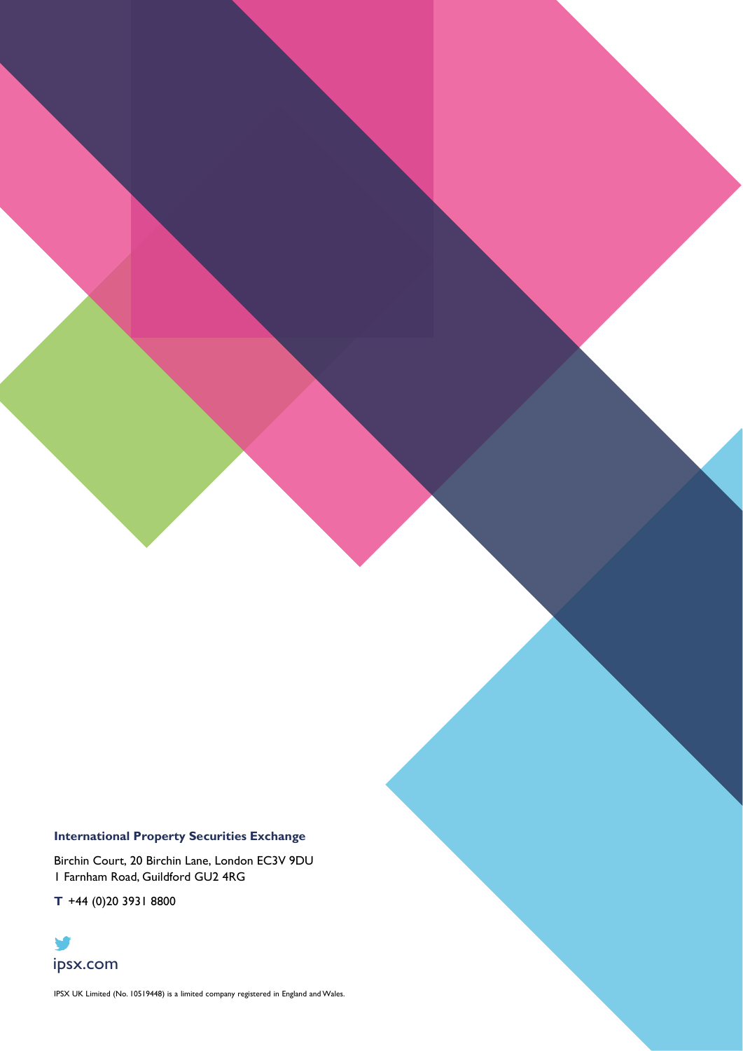**International Property Securities Exchange**

Birchin Court, 20 Birchin Lane, London EC3V 9DU
1 Farnham Road, Guildford GU2 4RG

**T** +44 (0)20 3931 8800

ipsx.com

IPSX UK Limited (No. 10519448) is a limited company registered in England and Wales.